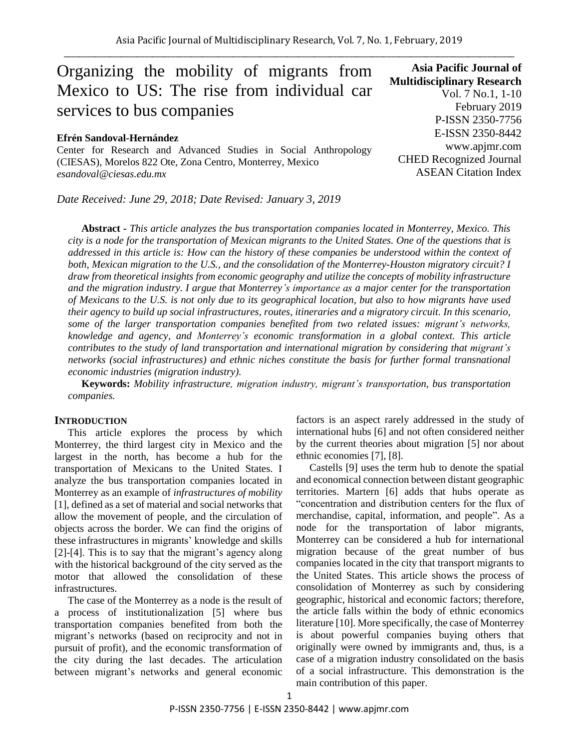# Organizing the mobility of migrants from Mexico to US: The rise from individual car services to bus companies

**Asia Pacific Journal of Multidisciplinary Research**
Vol. 7 No.1, 1-10
February 2019
P-ISSN 2350-7756
E-ISSN 2350-8442
www.apjmr.com
CHED Recognized Journal
ASEAN Citation Index

**Efrén Sandoval-Hernández**
Center for Research and Advanced Studies in Social Anthropology (CIESAS), Morelos 822 Ote, Zona Centro, Monterrey, Mexico
*esandoval@ciesas.edu.mx*

*Date Received: June 29, 2018; Date Revised: January 3, 2019*

**Abstract -** *This article analyzes the bus transportation companies located in Monterrey, Mexico. This city is a node for the transportation of Mexican migrants to the United States. One of the questions that is addressed in this article is: How can the history of these companies be understood within the context of both, Mexican migration to the U.S., and the consolidation of the Monterrey-Houston migratory circuit? I draw from theoretical insights from economic geography and utilize the concepts of mobility infrastructure and the migration industry. I argue that Monterrey's importance as a major center for the transportation of Mexicans to the U.S. is not only due to its geographical location, but also to how migrants have used their agency to build up social infrastructures, routes, itineraries and a migratory circuit. In this scenario, some of the larger transportation companies benefited from two related issues: migrant's networks, knowledge and agency, and Monterrey's economic transformation in a global context. This article contributes to the study of land transportation and international migration by considering that migrant's networks (social infrastructures) and ethnic niches constitute the basis for further formal transnational economic industries (migration industry).*

**Keywords:** *Mobility infrastructure, migration industry, migrant's transportation, bus transportation companies.*

## INTRODUCTION

This article explores the process by which Monterrey, the third largest city in Mexico and the largest in the north, has become a hub for the transportation of Mexicans to the United States. I analyze the bus transportation companies located in Monterrey as an example of *infrastructures of mobility* [1], defined as a set of material and social networks that allow the movement of people, and the circulation of objects across the border. We can find the origins of these infrastructures in migrants' knowledge and skills [2]-[4]. This is to say that the migrant's agency along with the historical background of the city served as the motor that allowed the consolidation of these infrastructures.

The case of the Monterrey as a node is the result of a process of institutionalization [5] where bus transportation companies benefited from both the migrant's networks (based on reciprocity and not in pursuit of profit), and the economic transformation of the city during the last decades. The articulation between migrant's networks and general economic factors is an aspect rarely addressed in the study of international hubs [6] and not often considered neither by the current theories about migration [5] nor about ethnic economies [7], [8].

Castells [9] uses the term hub to denote the spatial and economical connection between distant geographic territories. Martern [6] adds that hubs operate as "concentration and distribution centers for the flux of merchandise, capital, information, and people". As a node for the transportation of labor migrants, Monterrey can be considered a hub for international migration because of the great number of bus companies located in the city that transport migrants to the United States. This article shows the process of consolidation of Monterrey as such by considering geographic, historical and economic factors; therefore, the article falls within the body of ethnic economics literature [10]. More specifically, the case of Monterrey is about powerful companies buying others that originally were owned by immigrants and, thus, is a case of a migration industry consolidated on the basis of a social infrastructure. This demonstration is the main contribution of this paper.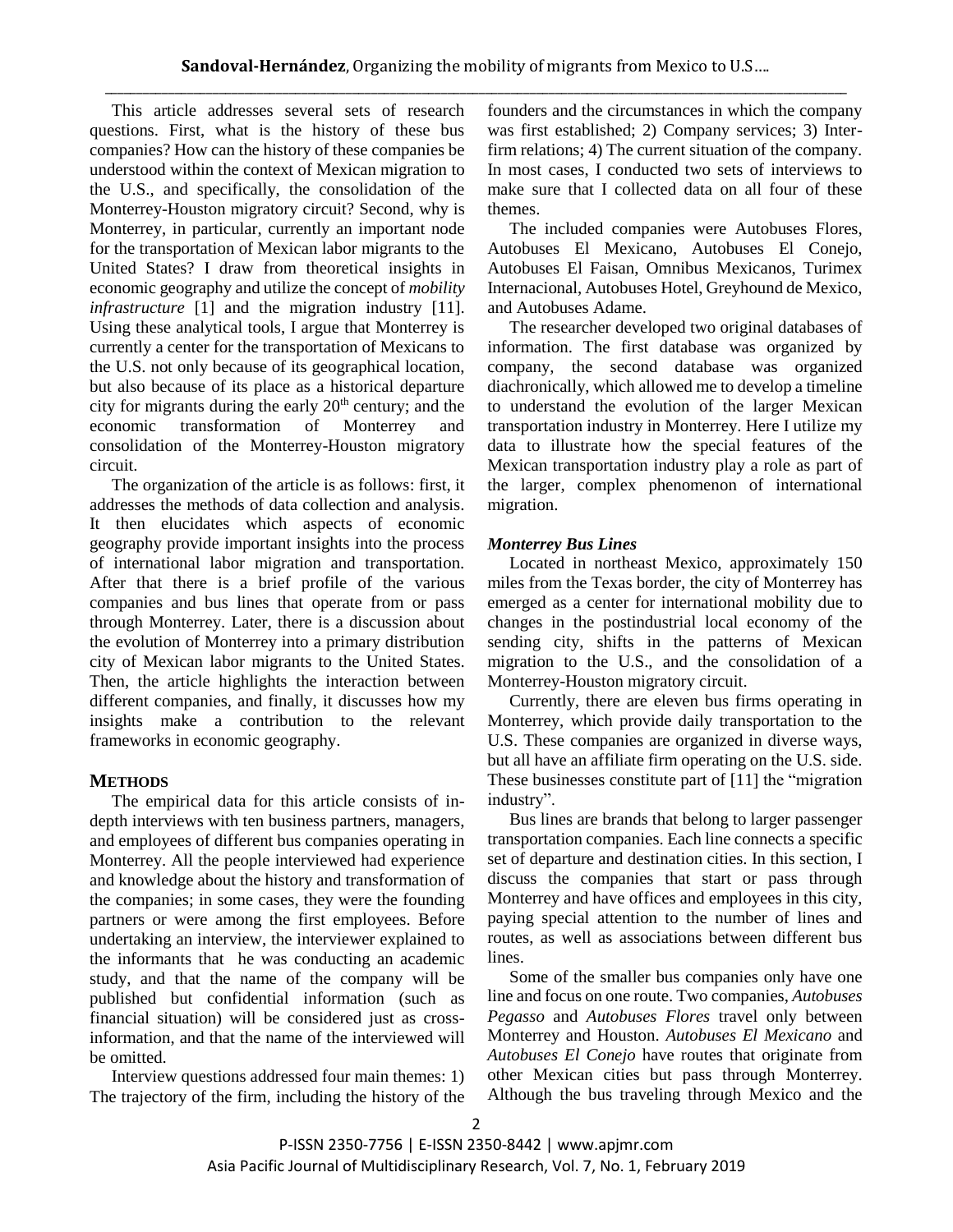This article addresses several sets of research questions. First, what is the history of these bus companies? How can the history of these companies be understood within the context of Mexican migration to the U.S., and specifically, the consolidation of the Monterrey-Houston migratory circuit? Second, why is Monterrey, in particular, currently an important node for the transportation of Mexican labor migrants to the United States? I draw from theoretical insights in economic geography and utilize the concept of *mobility infrastructure* [1] and the migration industry [11]. Using these analytical tools, I argue that Monterrey is currently a center for the transportation of Mexicans to the U.S. not only because of its geographical location, but also because of its place as a historical departure city for migrants during the early 20th century; and the economic transformation of Monterrey and consolidation of the Monterrey-Houston migratory circuit.

The organization of the article is as follows: first, it addresses the methods of data collection and analysis. It then elucidates which aspects of economic geography provide important insights into the process of international labor migration and transportation. After that there is a brief profile of the various companies and bus lines that operate from or pass through Monterrey. Later, there is a discussion about the evolution of Monterrey into a primary distribution city of Mexican labor migrants to the United States. Then, the article highlights the interaction between different companies, and finally, it discusses how my insights make a contribution to the relevant frameworks in economic geography.

## METHODS

The empirical data for this article consists of in-depth interviews with ten business partners, managers, and employees of different bus companies operating in Monterrey. All the people interviewed had experience and knowledge about the history and transformation of the companies; in some cases, they were the founding partners or were among the first employees. Before undertaking an interview, the interviewer explained to the informants that he was conducting an academic study, and that the name of the company will be published but confidential information (such as financial situation) will be considered just as cross-information, and that the name of the interviewed will be omitted.

Interview questions addressed four main themes: 1) The trajectory of the firm, including the history of the founders and the circumstances in which the company was first established; 2) Company services; 3) Inter-firm relations; 4) The current situation of the company. In most cases, I conducted two sets of interviews to make sure that I collected data on all four of these themes.

The included companies were Autobuses Flores, Autobuses El Mexicano, Autobuses El Conejo, Autobuses El Faisan, Omnibus Mexicanos, Turimex Internacional, Autobuses Hotel, Greyhound de Mexico, and Autobuses Adame.

The researcher developed two original databases of information. The first database was organized by company, the second database was organized diachronically, which allowed me to develop a timeline to understand the evolution of the larger Mexican transportation industry in Monterrey. Here I utilize my data to illustrate how the special features of the Mexican transportation industry play a role as part of the larger, complex phenomenon of international migration.

### *Monterrey Bus Lines*

Located in northeast Mexico, approximately 150 miles from the Texas border, the city of Monterrey has emerged as a center for international mobility due to changes in the postindustrial local economy of the sending city, shifts in the patterns of Mexican migration to the U.S., and the consolidation of a Monterrey-Houston migratory circuit.

Currently, there are eleven bus firms operating in Monterrey, which provide daily transportation to the U.S. These companies are organized in diverse ways, but all have an affiliate firm operating on the U.S. side. These businesses constitute part of [11] the "migration industry".

Bus lines are brands that belong to larger passenger transportation companies. Each line connects a specific set of departure and destination cities. In this section, I discuss the companies that start or pass through Monterrey and have offices and employees in this city, paying special attention to the number of lines and routes, as well as associations between different bus lines.

Some of the smaller bus companies only have one line and focus on one route. Two companies, *Autobuses Pegasso* and *Autobuses Flores* travel only between Monterrey and Houston. *Autobuses El Mexicano* and *Autobuses El Conejo* have routes that originate from other Mexican cities but pass through Monterrey. Although the bus traveling through Mexico and the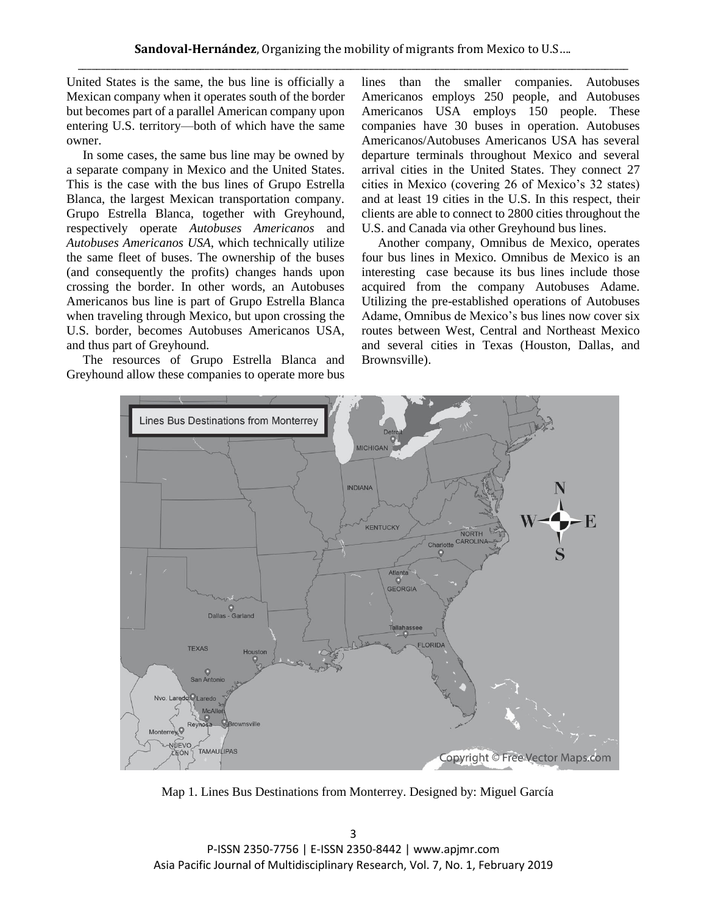United States is the same, the bus line is officially a Mexican company when it operates south of the border but becomes part of a parallel American company upon entering U.S. territory—both of which have the same owner.

In some cases, the same bus line may be owned by a separate company in Mexico and the United States. This is the case with the bus lines of Grupo Estrella Blanca, the largest Mexican transportation company. Grupo Estrella Blanca, together with Greyhound, respectively operate *Autobuses Americanos* and *Autobuses Americanos USA*, which technically utilize the same fleet of buses. The ownership of the buses (and consequently the profits) changes hands upon crossing the border. In other words, an Autobuses Americanos bus line is part of Grupo Estrella Blanca when traveling through Mexico, but upon crossing the U.S. border, becomes Autobuses Americanos USA, and thus part of Greyhound.

The resources of Grupo Estrella Blanca and Greyhound allow these companies to operate more bus lines than the smaller companies. Autobuses Americanos employs 250 people, and Autobuses Americanos USA employs 150 people. These companies have 30 buses in operation. Autobuses Americanos/Autobuses Americanos USA has several departure terminals throughout Mexico and several arrival cities in the United States. They connect 27 cities in Mexico (covering 26 of Mexico's 32 states) and at least 19 cities in the U.S. In this respect, their clients are able to connect to 2800 cities throughout the U.S. and Canada via other Greyhound bus lines.

Another company, Omnibus de Mexico, operates four bus lines in Mexico. Omnibus de Mexico is an interesting case because its bus lines include those acquired from the company Autobuses Adame. Utilizing the pre-established operations of Autobuses Adame, Omnibus de Mexico's bus lines now cover six routes between West, Central and Northeast Mexico and several cities in Texas (Houston, Dallas, and Brownsville).

Map 1. Lines Bus Destinations from Monterrey. Designed by: Miguel García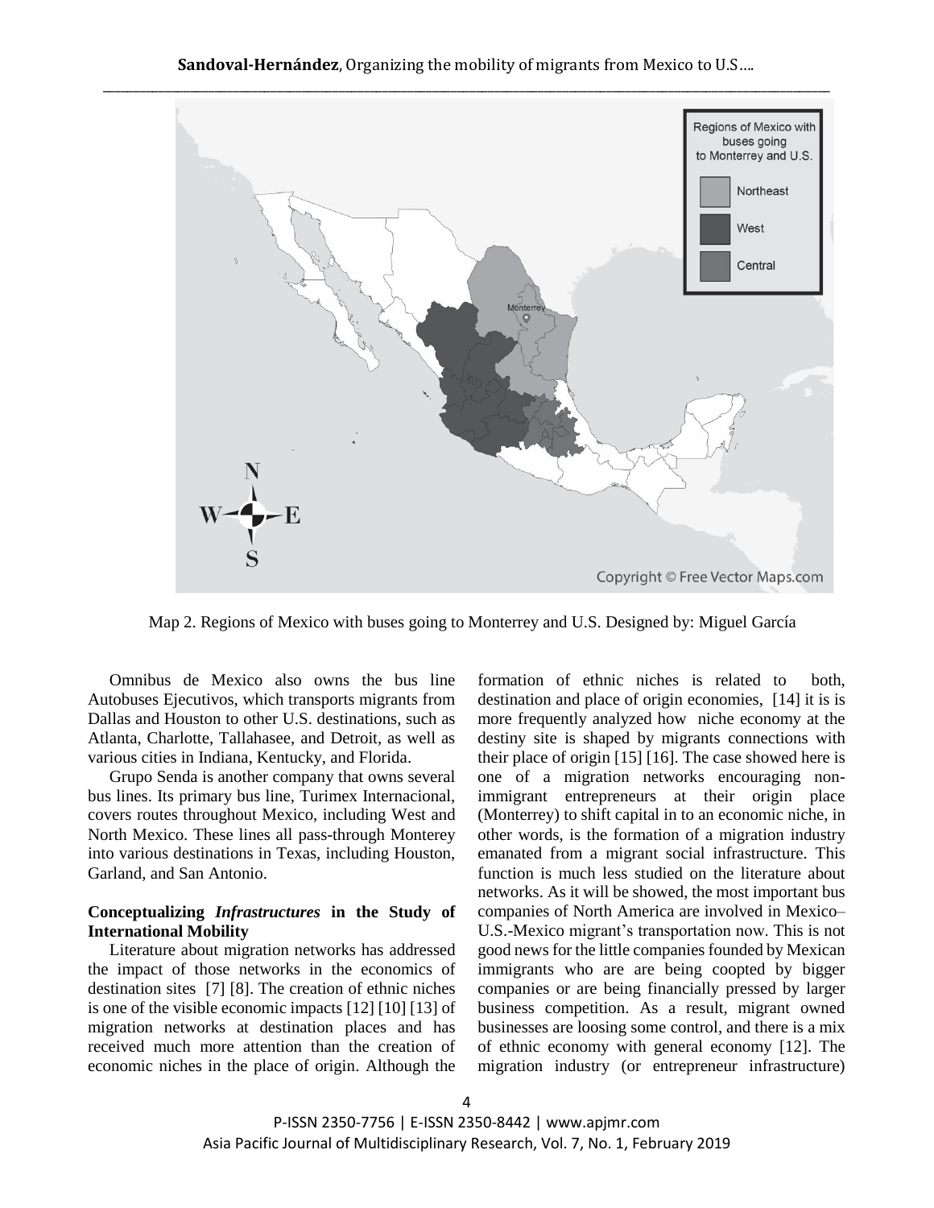Map 2. Regions of Mexico with buses going to Monterrey and U.S. Designed by: Miguel García

Omnibus de Mexico also owns the bus line Autobuses Ejecutivos, which transports migrants from Dallas and Houston to other U.S. destinations, such as Atlanta, Charlotte, Tallahasee, and Detroit, as well as various cities in Indiana, Kentucky, and Florida.

Grupo Senda is another company that owns several bus lines. Its primary bus line, Turimex Internacional, covers routes throughout Mexico, including West and North Mexico. These lines all pass-through Monterey into various destinations in Texas, including Houston, Garland, and San Antonio.

## Conceptualizing *Infrastructures* in the Study of International Mobility

Literature about migration networks has addressed the impact of those networks in the economics of destination sites [7] [8]. The creation of ethnic niches is one of the visible economic impacts [12] [10] [13] of migration networks at destination places and has received much more attention than the creation of economic niches in the place of origin. Although the formation of ethnic niches is related to both, destination and place of origin economies, [14] it is is more frequently analyzed how niche economy at the destiny site is shaped by migrants connections with their place of origin [15] [16]. The case showed here is one of a migration networks encouraging non-immigrant entrepreneurs at their origin place (Monterrey) to shift capital in to an economic niche, in other words, is the formation of a migration industry emanated from a migrant social infrastructure. This function is much less studied on the literature about networks. As it will be showed, the most important bus companies of North America are involved in Mexico–U.S.-Mexico migrant's transportation now. This is not good news for the little companies founded by Mexican immigrants who are are being coopted by bigger companies or are being financially pressed by larger business competition. As a result, migrant owned businesses are loosing some control, and there is a mix of ethnic economy with general economy [12]. The migration industry (or entrepreneur infrastructure)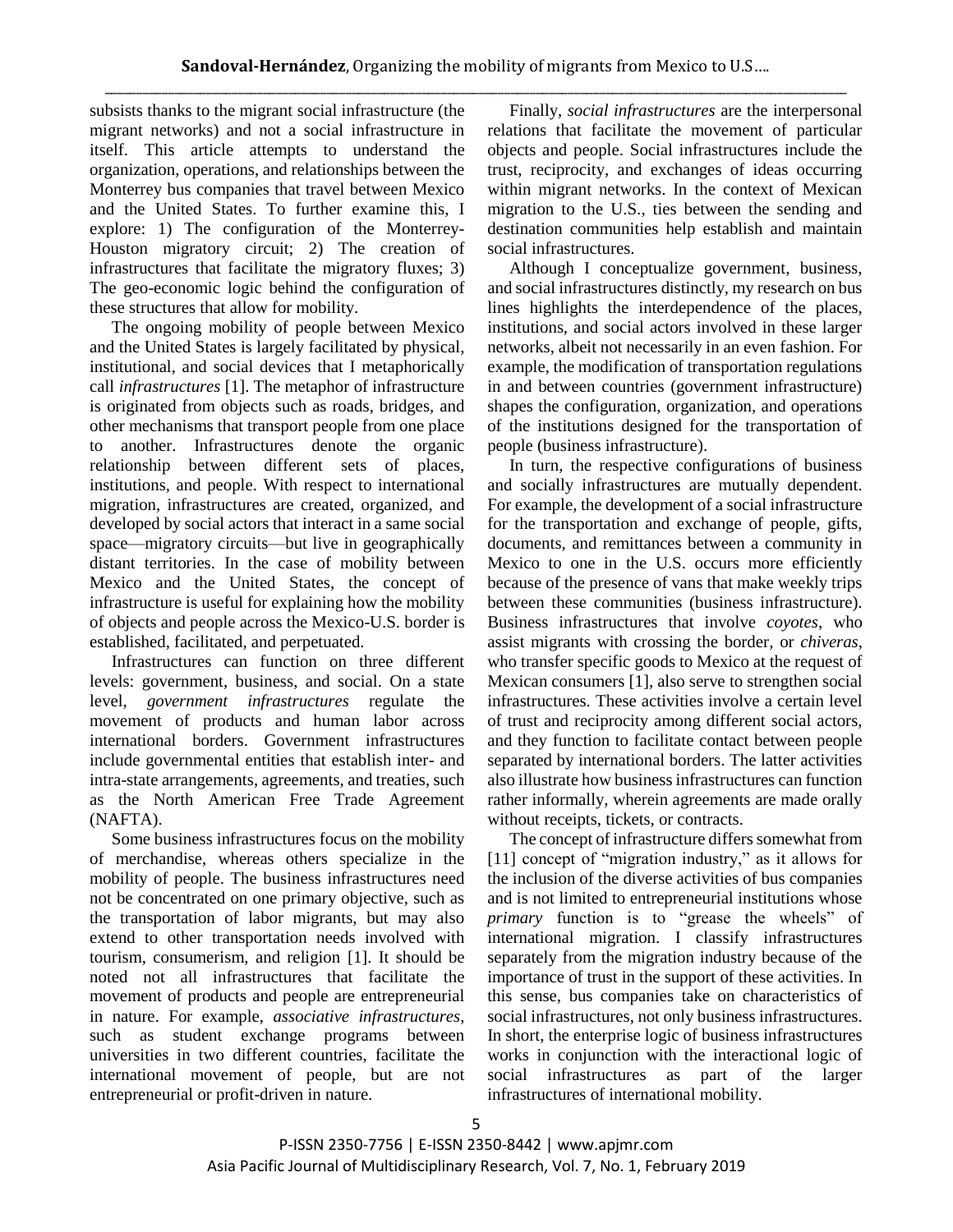subsists thanks to the migrant social infrastructure (the migrant networks) and not a social infrastructure in itself. This article attempts to understand the organization, operations, and relationships between the Monterrey bus companies that travel between Mexico and the United States. To further examine this, I explore: 1) The configuration of the Monterrey-Houston migratory circuit; 2) The creation of infrastructures that facilitate the migratory fluxes; 3) The geo-economic logic behind the configuration of these structures that allow for mobility.

The ongoing mobility of people between Mexico and the United States is largely facilitated by physical, institutional, and social devices that I metaphorically call *infrastructures* [1]. The metaphor of infrastructure is originated from objects such as roads, bridges, and other mechanisms that transport people from one place to another. Infrastructures denote the organic relationship between different sets of places, institutions, and people. With respect to international migration, infrastructures are created, organized, and developed by social actors that interact in a same social space—migratory circuits—but live in geographically distant territories. In the case of mobility between Mexico and the United States, the concept of infrastructure is useful for explaining how the mobility of objects and people across the Mexico-U.S. border is established, facilitated, and perpetuated.

Infrastructures can function on three different levels: government, business, and social. On a state level, *government infrastructures* regulate the movement of products and human labor across international borders. Government infrastructures include governmental entities that establish inter- and intra-state arrangements, agreements, and treaties, such as the North American Free Trade Agreement (NAFTA).

Some business infrastructures focus on the mobility of merchandise, whereas others specialize in the mobility of people. The business infrastructures need not be concentrated on one primary objective, such as the transportation of labor migrants, but may also extend to other transportation needs involved with tourism, consumerism, and religion [1]. It should be noted not all infrastructures that facilitate the movement of products and people are entrepreneurial in nature. For example, *associative infrastructures*, such as student exchange programs between universities in two different countries, facilitate the international movement of people, but are not entrepreneurial or profit-driven in nature.

Finally, *social infrastructures* are the interpersonal relations that facilitate the movement of particular objects and people. Social infrastructures include the trust, reciprocity, and exchanges of ideas occurring within migrant networks. In the context of Mexican migration to the U.S., ties between the sending and destination communities help establish and maintain social infrastructures.

Although I conceptualize government, business, and social infrastructures distinctly, my research on bus lines highlights the interdependence of the places, institutions, and social actors involved in these larger networks, albeit not necessarily in an even fashion. For example, the modification of transportation regulations in and between countries (government infrastructure) shapes the configuration, organization, and operations of the institutions designed for the transportation of people (business infrastructure).

In turn, the respective configurations of business and socially infrastructures are mutually dependent. For example, the development of a social infrastructure for the transportation and exchange of people, gifts, documents, and remittances between a community in Mexico to one in the U.S. occurs more efficiently because of the presence of vans that make weekly trips between these communities (business infrastructure). Business infrastructures that involve *coyotes*, who assist migrants with crossing the border, or *chiveras*, who transfer specific goods to Mexico at the request of Mexican consumers [1], also serve to strengthen social infrastructures. These activities involve a certain level of trust and reciprocity among different social actors, and they function to facilitate contact between people separated by international borders. The latter activities also illustrate how business infrastructures can function rather informally, wherein agreements are made orally without receipts, tickets, or contracts.

The concept of infrastructure differs somewhat from [11] concept of "migration industry," as it allows for the inclusion of the diverse activities of bus companies and is not limited to entrepreneurial institutions whose *primary* function is to "grease the wheels" of international migration. I classify infrastructures separately from the migration industry because of the importance of trust in the support of these activities. In this sense, bus companies take on characteristics of social infrastructures, not only business infrastructures. In short, the enterprise logic of business infrastructures works in conjunction with the interactional logic of social infrastructures as part of the larger infrastructures of international mobility.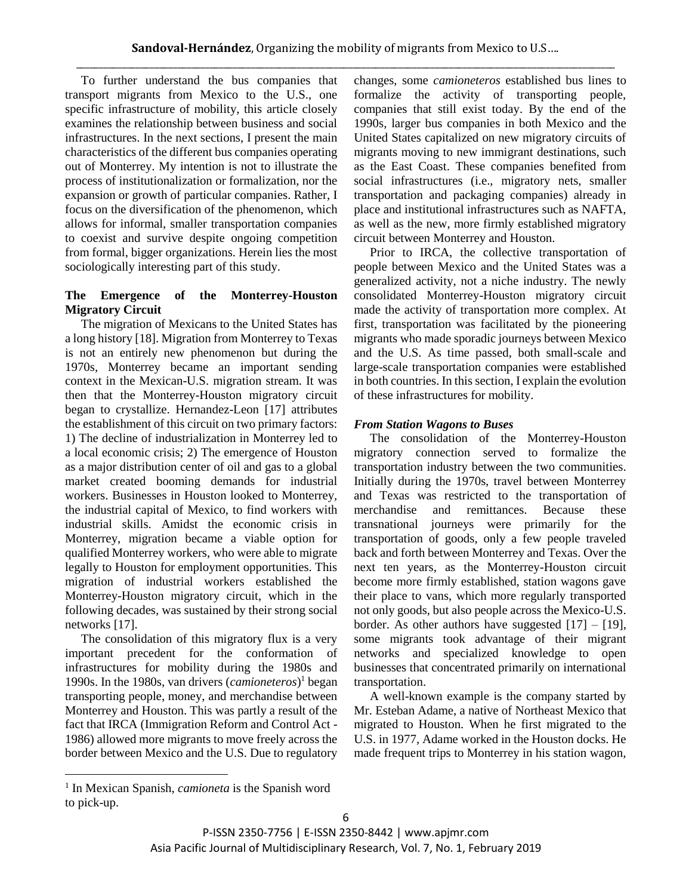To further understand the bus companies that transport migrants from Mexico to the U.S., one specific infrastructure of mobility, this article closely examines the relationship between business and social infrastructures. In the next sections, I present the main characteristics of the different bus companies operating out of Monterrey. My intention is not to illustrate the process of institutionalization or formalization, nor the expansion or growth of particular companies. Rather, I focus on the diversification of the phenomenon, which allows for informal, smaller transportation companies to coexist and survive despite ongoing competition from formal, bigger organizations. Herein lies the most sociologically interesting part of this study.

### The Emergence of the Monterrey-Houston Migratory Circuit

The migration of Mexicans to the United States has a long history [18]. Migration from Monterrey to Texas is not an entirely new phenomenon but during the 1970s, Monterrey became an important sending context in the Mexican-U.S. migration stream. It was then that the Monterrey-Houston migratory circuit began to crystallize. Hernandez-Leon [17] attributes the establishment of this circuit on two primary factors: 1) The decline of industrialization in Monterrey led to a local economic crisis; 2) The emergence of Houston as a major distribution center of oil and gas to a global market created booming demands for industrial workers. Businesses in Houston looked to Monterrey, the industrial capital of Mexico, to find workers with industrial skills. Amidst the economic crisis in Monterrey, migration became a viable option for qualified Monterrey workers, who were able to migrate legally to Houston for employment opportunities. This migration of industrial workers established the Monterrey-Houston migratory circuit, which in the following decades, was sustained by their strong social networks [17].

The consolidation of this migratory flux is a very important precedent for the conformation of infrastructures for mobility during the 1980s and 1990s. In the 1980s, van drivers (*camioneteros*)[1] began transporting people, money, and merchandise between Monterrey and Houston. This was partly a result of the fact that IRCA (Immigration Reform and Control Act - 1986) allowed more migrants to move freely across the border between Mexico and the U.S. Due to regulatory changes, some *camioneteros* established bus lines to formalize the activity of transporting people, companies that still exist today. By the end of the 1990s, larger bus companies in both Mexico and the United States capitalized on new migratory circuits of migrants moving to new immigrant destinations, such as the East Coast. These companies benefited from social infrastructures (i.e., migratory nets, smaller transportation and packaging companies) already in place and institutional infrastructures such as NAFTA, as well as the new, more firmly established migratory circuit between Monterrey and Houston.

Prior to IRCA, the collective transportation of people between Mexico and the United States was a generalized activity, not a niche industry. The newly consolidated Monterrey-Houston migratory circuit made the activity of transportation more complex. At first, transportation was facilitated by the pioneering migrants who made sporadic journeys between Mexico and the U.S. As time passed, both small-scale and large-scale transportation companies were established in both countries. In this section, I explain the evolution of these infrastructures for mobility.

#### *From Station Wagons to Buses*

The consolidation of the Monterrey-Houston migratory connection served to formalize the transportation industry between the two communities. Initially during the 1970s, travel between Monterrey and Texas was restricted to the transportation of merchandise and remittances. Because these transnational journeys were primarily for the transportation of goods, only a few people traveled back and forth between Monterrey and Texas. Over the next ten years, as the Monterrey-Houston circuit become more firmly established, station wagons gave their place to vans, which more regularly transported not only goods, but also people across the Mexico-U.S. border. As other authors have suggested [17] – [19], some migrants took advantage of their migrant networks and specialized knowledge to open businesses that concentrated primarily on international transportation.

A well-known example is the company started by Mr. Esteban Adame, a native of Northeast Mexico that migrated to Houston. When he first migrated to the U.S. in 1977, Adame worked in the Houston docks. He made frequent trips to Monterrey in his station wagon,

---

[1] In Mexican Spanish, *camioneta* is the Spanish word to pick-up.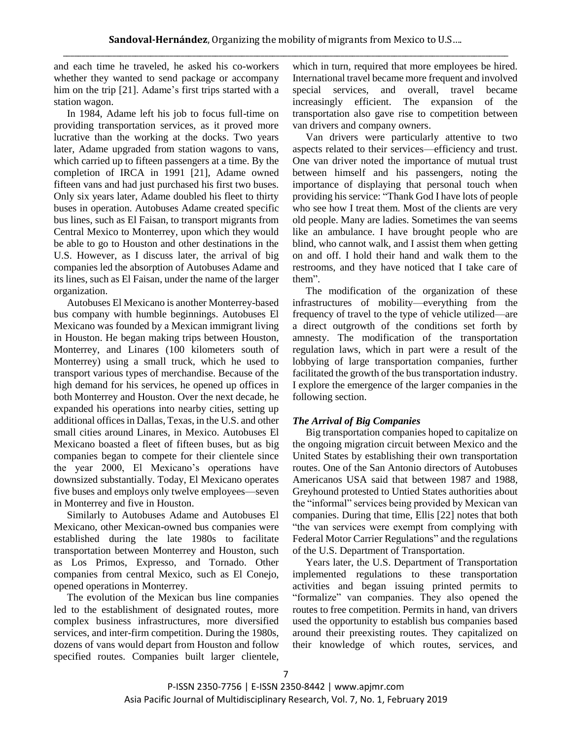and each time he traveled, he asked his co-workers whether they wanted to send package or accompany him on the trip [21]. Adame's first trips started with a station wagon.

In 1984, Adame left his job to focus full-time on providing transportation services, as it proved more lucrative than the working at the docks. Two years later, Adame upgraded from station wagons to vans, which carried up to fifteen passengers at a time. By the completion of IRCA in 1991 [21], Adame owned fifteen vans and had just purchased his first two buses. Only six years later, Adame doubled his fleet to thirty buses in operation. Autobuses Adame created specific bus lines, such as El Faisan, to transport migrants from Central Mexico to Monterrey, upon which they would be able to go to Houston and other destinations in the U.S. However, as I discuss later, the arrival of big companies led the absorption of Autobuses Adame and its lines, such as El Faisan, under the name of the larger organization.

Autobuses El Mexicano is another Monterrey-based bus company with humble beginnings. Autobuses El Mexicano was founded by a Mexican immigrant living in Houston. He began making trips between Houston, Monterrey, and Linares (100 kilometers south of Monterrey) using a small truck, which he used to transport various types of merchandise. Because of the high demand for his services, he opened up offices in both Monterrey and Houston. Over the next decade, he expanded his operations into nearby cities, setting up additional offices in Dallas, Texas, in the U.S. and other small cities around Linares, in Mexico. Autobuses El Mexicano boasted a fleet of fifteen buses, but as big companies began to compete for their clientele since the year 2000, El Mexicano's operations have downsized substantially. Today, El Mexicano operates five buses and employs only twelve employees—seven in Monterrey and five in Houston.

Similarly to Autobuses Adame and Autobuses El Mexicano, other Mexican-owned bus companies were established during the late 1980s to facilitate transportation between Monterrey and Houston, such as Los Primos, Expresso, and Tornado. Other companies from central Mexico, such as El Conejo, opened operations in Monterrey.

The evolution of the Mexican bus line companies led to the establishment of designated routes, more complex business infrastructures, more diversified services, and inter-firm competition. During the 1980s, dozens of vans would depart from Houston and follow specified routes. Companies built larger clientele, which in turn, required that more employees be hired. International travel became more frequent and involved special services, and overall, travel became increasingly efficient. The expansion of the transportation also gave rise to competition between van drivers and company owners.

Van drivers were particularly attentive to two aspects related to their services—efficiency and trust. One van driver noted the importance of mutual trust between himself and his passengers, noting the importance of displaying that personal touch when providing his service: "Thank God I have lots of people who see how I treat them. Most of the clients are very old people. Many are ladies. Sometimes the van seems like an ambulance. I have brought people who are blind, who cannot walk, and I assist them when getting on and off. I hold their hand and walk them to the restrooms, and they have noticed that I take care of them".

The modification of the organization of these infrastructures of mobility—everything from the frequency of travel to the type of vehicle utilized—are a direct outgrowth of the conditions set forth by amnesty. The modification of the transportation regulation laws, which in part were a result of the lobbying of large transportation companies, further facilitated the growth of the bus transportation industry. I explore the emergence of the larger companies in the following section.

### *The Arrival of Big Companies*

Big transportation companies hoped to capitalize on the ongoing migration circuit between Mexico and the United States by establishing their own transportation routes. One of the San Antonio directors of Autobuses Americanos USA said that between 1987 and 1988, Greyhound protested to Untied States authorities about the "informal" services being provided by Mexican van companies. During that time, Ellis [22] notes that both "the van services were exempt from complying with Federal Motor Carrier Regulations" and the regulations of the U.S. Department of Transportation.

Years later, the U.S. Department of Transportation implemented regulations to these transportation activities and began issuing printed permits to "formalize" van companies. They also opened the routes to free competition. Permits in hand, van drivers used the opportunity to establish bus companies based around their preexisting routes. They capitalized on their knowledge of which routes, services, and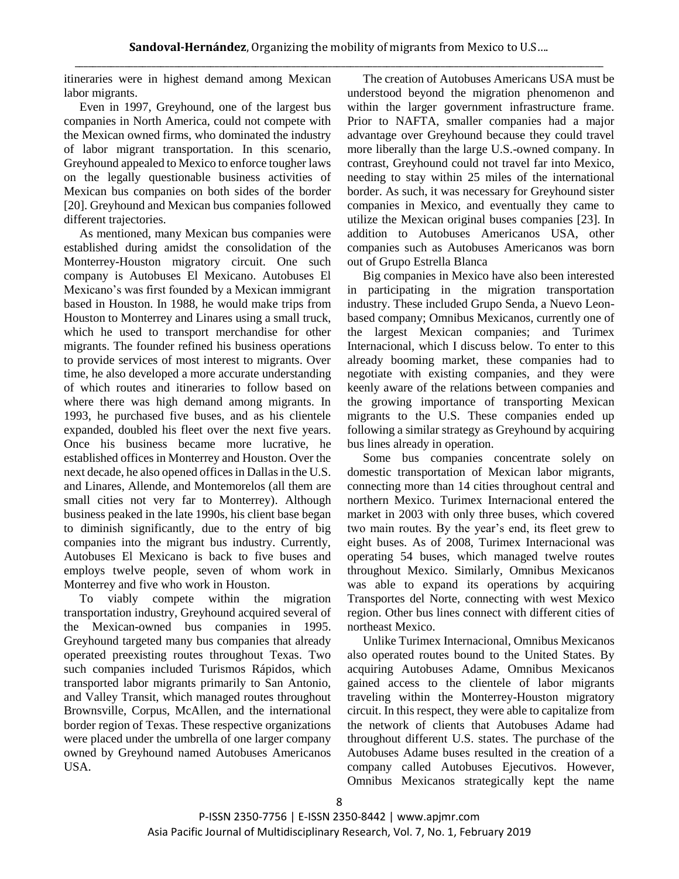itineraries were in highest demand among Mexican labor migrants.

Even in 1997, Greyhound, one of the largest bus companies in North America, could not compete with the Mexican owned firms, who dominated the industry of labor migrant transportation. In this scenario, Greyhound appealed to Mexico to enforce tougher laws on the legally questionable business activities of Mexican bus companies on both sides of the border [20]. Greyhound and Mexican bus companies followed different trajectories.

As mentioned, many Mexican bus companies were established during amidst the consolidation of the Monterrey-Houston migratory circuit. One such company is Autobuses El Mexicano. Autobuses El Mexicano's was first founded by a Mexican immigrant based in Houston. In 1988, he would make trips from Houston to Monterrey and Linares using a small truck, which he used to transport merchandise for other migrants. The founder refined his business operations to provide services of most interest to migrants. Over time, he also developed a more accurate understanding of which routes and itineraries to follow based on where there was high demand among migrants. In 1993, he purchased five buses, and as his clientele expanded, doubled his fleet over the next five years. Once his business became more lucrative, he established offices in Monterrey and Houston. Over the next decade, he also opened offices in Dallas in the U.S. and Linares, Allende, and Montemorelos (all them are small cities not very far to Monterrey). Although business peaked in the late 1990s, his client base began to diminish significantly, due to the entry of big companies into the migrant bus industry. Currently, Autobuses El Mexicano is back to five buses and employs twelve people, seven of whom work in Monterrey and five who work in Houston.

To viably compete within the migration transportation industry, Greyhound acquired several of the Mexican-owned bus companies in 1995. Greyhound targeted many bus companies that already operated preexisting routes throughout Texas. Two such companies included Turismos Rápidos, which transported labor migrants primarily to San Antonio, and Valley Transit, which managed routes throughout Brownsville, Corpus, McAllen, and the international border region of Texas. These respective organizations were placed under the umbrella of one larger company owned by Greyhound named Autobuses Americanos USA.

The creation of Autobuses Americans USA must be understood beyond the migration phenomenon and within the larger government infrastructure frame. Prior to NAFTA, smaller companies had a major advantage over Greyhound because they could travel more liberally than the large U.S.-owned company. In contrast, Greyhound could not travel far into Mexico, needing to stay within 25 miles of the international border. As such, it was necessary for Greyhound sister companies in Mexico, and eventually they came to utilize the Mexican original buses companies [23]. In addition to Autobuses Americanos USA, other companies such as Autobuses Americanos was born out of Grupo Estrella Blanca

Big companies in Mexico have also been interested in participating in the migration transportation industry. These included Grupo Senda, a Nuevo Leon-based company; Omnibus Mexicanos, currently one of the largest Mexican companies; and Turimex Internacional, which I discuss below. To enter to this already booming market, these companies had to negotiate with existing companies, and they were keenly aware of the relations between companies and the growing importance of transporting Mexican migrants to the U.S. These companies ended up following a similar strategy as Greyhound by acquiring bus lines already in operation.

Some bus companies concentrate solely on domestic transportation of Mexican labor migrants, connecting more than 14 cities throughout central and northern Mexico. Turimex Internacional entered the market in 2003 with only three buses, which covered two main routes. By the year's end, its fleet grew to eight buses. As of 2008, Turimex Internacional was operating 54 buses, which managed twelve routes throughout Mexico. Similarly, Omnibus Mexicanos was able to expand its operations by acquiring Transportes del Norte, connecting with west Mexico region. Other bus lines connect with different cities of northeast Mexico.

Unlike Turimex Internacional, Omnibus Mexicanos also operated routes bound to the United States. By acquiring Autobuses Adame, Omnibus Mexicanos gained access to the clientele of labor migrants traveling within the Monterrey-Houston migratory circuit. In this respect, they were able to capitalize from the network of clients that Autobuses Adame had throughout different U.S. states. The purchase of the Autobuses Adame buses resulted in the creation of a company called Autobuses Ejecutivos. However, Omnibus Mexicanos strategically kept the name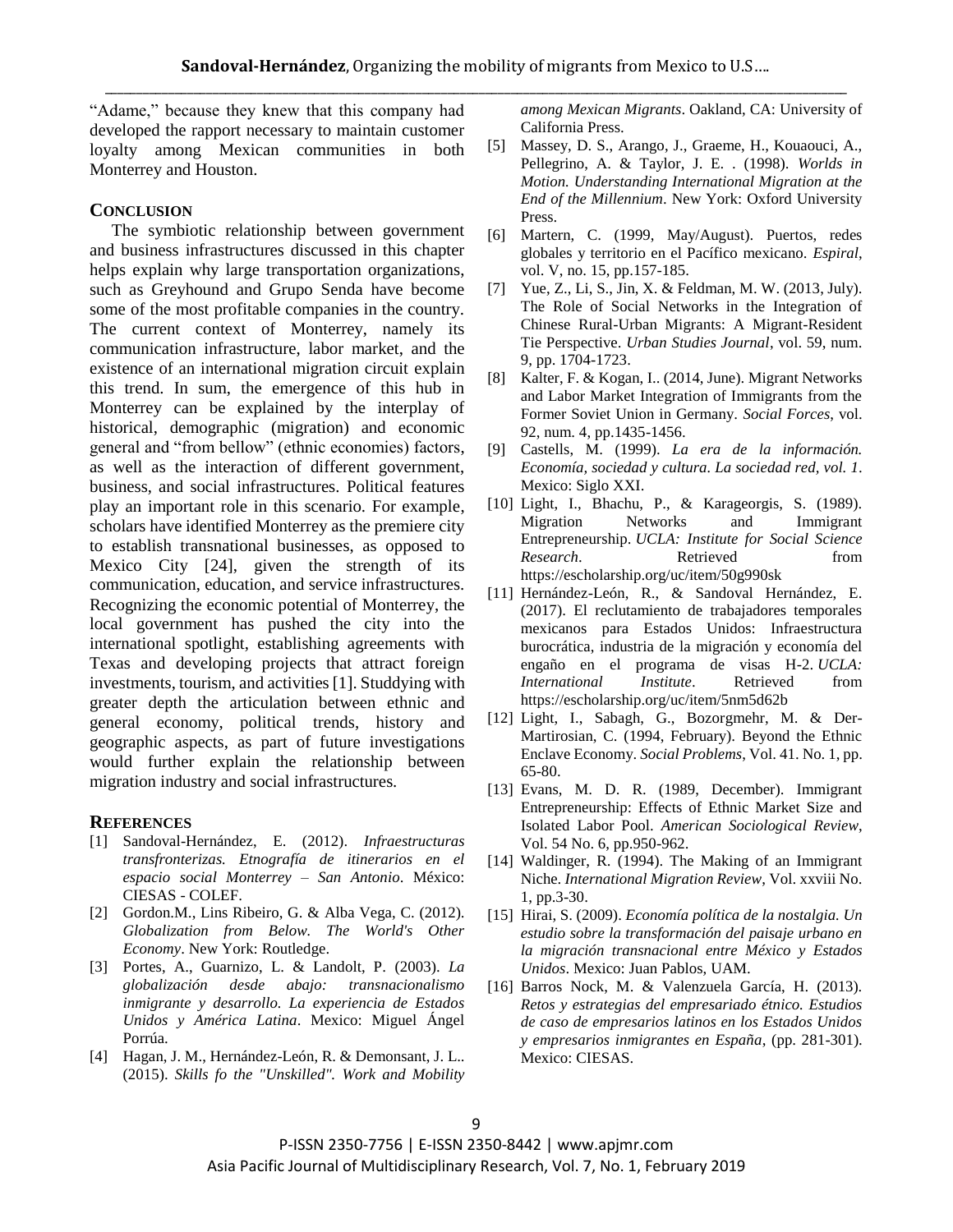"Adame," because they knew that this company had developed the rapport necessary to maintain customer loyalty among Mexican communities in both Monterrey and Houston.

## CONCLUSION

The symbiotic relationship between government and business infrastructures discussed in this chapter helps explain why large transportation organizations, such as Greyhound and Grupo Senda have become some of the most profitable companies in the country. The current context of Monterrey, namely its communication infrastructure, labor market, and the existence of an international migration circuit explain this trend. In sum, the emergence of this hub in Monterrey can be explained by the interplay of historical, demographic (migration) and economic general and "from bellow" (ethnic economies) factors, as well as the interaction of different government, business, and social infrastructures. Political features play an important role in this scenario. For example, scholars have identified Monterrey as the premiere city to establish transnational businesses, as opposed to Mexico City [24], given the strength of its communication, education, and service infrastructures. Recognizing the economic potential of Monterrey, the local government has pushed the city into the international spotlight, establishing agreements with Texas and developing projects that attract foreign investments, tourism, and activities [1]. Studdying with greater depth the articulation between ethnic and general economy, political trends, history and geographic aspects, as part of future investigations would further explain the relationship between migration industry and social infrastructures.

## REFERENCES

[1] Sandoval-Hernández, E. (2012). *Infraestructuras transfronterizas. Etnografía de itinerarios en el espacio social Monterrey – San Antonio*. México: CIESAS - COLEF.

[2] Gordon.M., Lins Ribeiro, G. & Alba Vega, C. (2012). *Globalization from Below. The World's Other Economy*. New York: Routledge.

[3] Portes, A., Guarnizo, L. & Landolt, P. (2003). *La globalización desde abajo: transnacionalismo inmigrante y desarrollo. La experiencia de Estados Unidos y América Latina*. Mexico: Miguel Ángel Porrúa.

[4] Hagan, J. M., Hernández-León, R. & Demonsant, J. L.. (2015). *Skills fo the "Unskilled". Work and Mobility among Mexican Migrants*. Oakland, CA: University of California Press.

[5] Massey, D. S., Arango, J., Graeme, H., Kouaouci, A., Pellegrino, A. & Taylor, J. E. . (1998). *Worlds in Motion. Understanding International Migration at the End of the Millennium*. New York: Oxford University Press.

[6] Martern, C. (1999, May/August). Puertos, redes globales y territorio en el Pacífico mexicano. *Espiral*, vol. V, no. 15, pp.157-185.

[7] Yue, Z., Li, S., Jin, X. & Feldman, M. W. (2013, July). The Role of Social Networks in the Integration of Chinese Rural-Urban Migrants: A Migrant-Resident Tie Perspective. *Urban Studies Journal*, vol. 59, num. 9, pp. 1704-1723.

[8] Kalter, F. & Kogan, I.. (2014, June). Migrant Networks and Labor Market Integration of Immigrants from the Former Soviet Union in Germany. *Social Forces*, vol. 92, num. 4, pp.1435-1456.

[9] Castells, M. (1999). *La era de la información. Economía, sociedad y cultura. La sociedad red, vol. 1*. Mexico: Siglo XXI.

[10] Light, I., Bhachu, P., & Karageorgis, S. (1989). Migration Networks and Immigrant Entrepreneurship. *UCLA: Institute for Social Science Research*. Retrieved from https://escholarship.org/uc/item/50g990sk

[11] Hernández-León, R., & Sandoval Hernández, E. (2017). El reclutamiento de trabajadores temporales mexicanos para Estados Unidos: Infraestructura burocrática, industria de la migración y economía del engaño en el programa de visas H-2. *UCLA: International Institute*. Retrieved from https://escholarship.org/uc/item/5nm5d62b

[12] Light, I., Sabagh, G., Bozorgmehr, M. & Der-Martirosian, C. (1994, February). Beyond the Ethnic Enclave Economy. *Social Problems*, Vol. 41. No. 1, pp. 65-80.

[13] Evans, M. D. R. (1989, December). Immigrant Entrepreneurship: Effects of Ethnic Market Size and Isolated Labor Pool. *American Sociological Review*, Vol. 54 No. 6, pp.950-962.

[14] Waldinger, R. (1994). The Making of an Immigrant Niche. *International Migration Review*, Vol. xxviii No. 1, pp.3-30.

[15] Hirai, S. (2009). *Economía política de la nostalgia. Un estudio sobre la transformación del paisaje urbano en la migración transnacional entre México y Estados Unidos*. Mexico: Juan Pablos, UAM.

[16] Barros Nock, M. & Valenzuela García, H. (2013). *Retos y estrategias del empresariado étnico. Estudios de caso de empresarios latinos en los Estados Unidos y empresarios inmigrantes en España*, (pp. 281-301). Mexico: CIESAS.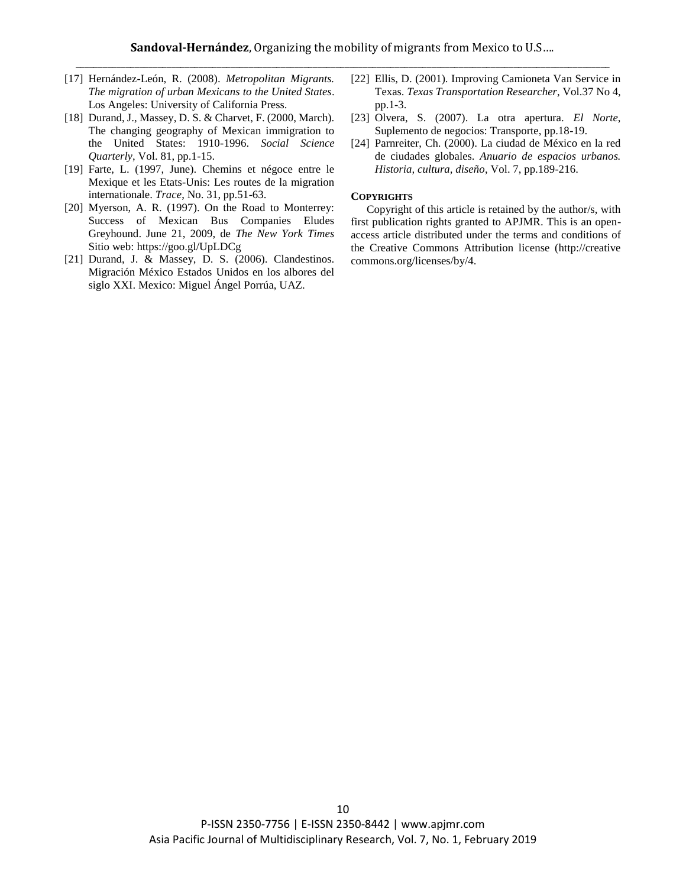[17] Hernández-León, R. (2008). *Metropolitan Migrants. The migration of urban Mexicans to the United States*. Los Angeles: University of California Press.

[18] Durand, J., Massey, D. S. & Charvet, F. (2000, March). The changing geography of Mexican immigration to the United States: 1910-1996. *Social Science Quarterly*, Vol. 81, pp.1-15.

[19] Farte, L. (1997, June). Chemins et négoce entre le Mexique et les Etats-Unis: Les routes de la migration internationale. *Trace*, No. 31, pp.51-63.

[20] Myerson, A. R. (1997). On the Road to Monterrey: Success of Mexican Bus Companies Eludes Greyhound. June 21, 2009, de *The New York Times* Sitio web: https://goo.gl/UpLDCg

[21] Durand, J. & Massey, D. S. (2006). Clandestinos. Migración México Estados Unidos en los albores del siglo XXI. Mexico: Miguel Ángel Porrúa, UAZ.

[22] Ellis, D. (2001). Improving Camioneta Van Service in Texas. *Texas Transportation Researcher*, Vol.37 No 4, pp.1-3.

[23] Olvera, S. (2007). La otra apertura. *El Norte*, Suplemento de negocios: Transporte, pp.18-19.

[24] Parnreiter, Ch. (2000). La ciudad de México en la red de ciudades globales. *Anuario de espacios urbanos. Historia, cultura, diseño*, Vol. 7, pp.189-216.

## COPYRIGHTS

Copyright of this article is retained by the author/s, with first publication rights granted to APJMR. This is an open-access article distributed under the terms and conditions of the Creative Commons Attribution license (http://creative commons.org/licenses/by/4.